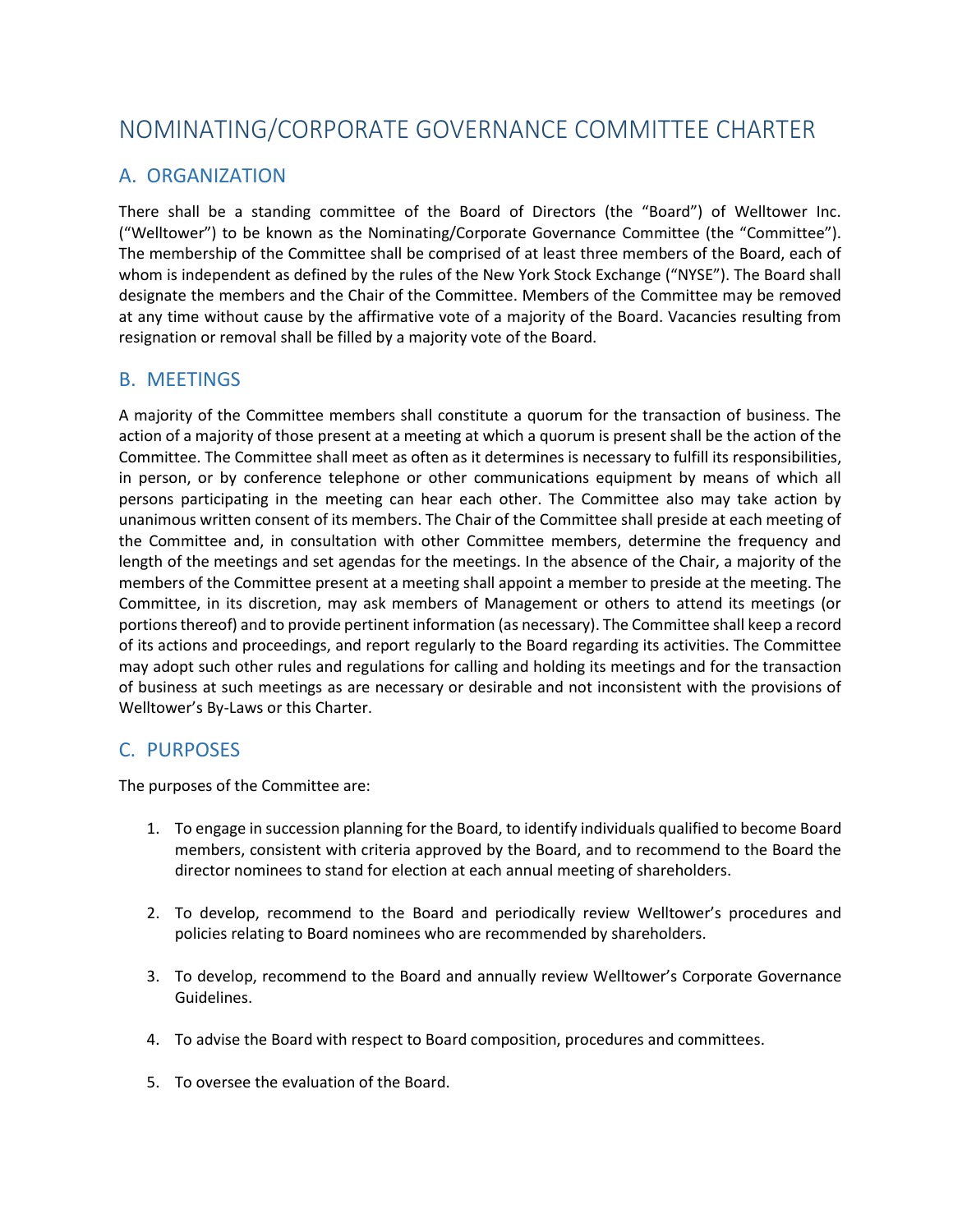# NOMINATING/CORPORATE GOVERNANCE COMMITTEE CHARTER

## A. ORGANIZATION

There shall be a standing committee of the Board of Directors (the "Board") of Welltower Inc. ("Welltower") to be known as the Nominating/Corporate Governance Committee (the "Committee"). The membership of the Committee shall be comprised of at least three members of the Board, each of whom is independent as defined by the rules of the New York Stock Exchange ("NYSE"). The Board shall designate the members and the Chair of the Committee. Members of the Committee may be removed at any time without cause by the affirmative vote of a majority of the Board. Vacancies resulting from resignation or removal shall be filled by a majority vote of the Board.

## B. MEETINGS

A majority of the Committee members shall constitute a quorum for the transaction of business. The action of a majority of those present at a meeting at which a quorum is present shall be the action of the Committee. The Committee shall meet as often as it determines is necessary to fulfill its responsibilities, in person, or by conference telephone or other communications equipment by means of which all persons participating in the meeting can hear each other. The Committee also may take action by unanimous written consent of its members. The Chair of the Committee shall preside at each meeting of the Committee and, in consultation with other Committee members, determine the frequency and length of the meetings and set agendas for the meetings. In the absence of the Chair, a majority of the members of the Committee present at a meeting shall appoint a member to preside at the meeting. The Committee, in its discretion, may ask members of Management or others to attend its meetings (or portions thereof) and to provide pertinent information (as necessary). The Committee shall keep a record of its actions and proceedings, and report regularly to the Board regarding its activities. The Committee may adopt such other rules and regulations for calling and holding its meetings and for the transaction of business at such meetings as are necessary or desirable and not inconsistent with the provisions of Welltower's By-Laws or this Charter.

## C. PURPOSES

The purposes of the Committee are:

1. To engage in succession planning for the Board, to identify individuals qualified to become Board members, consistent with criteria approved by the Board, and to recommend to the Board the director nominees to stand for election at each annual meeting of shareholders.

2. To develop, recommend to the Board and periodically review Welltower's procedures and policies relating to Board nominees who are recommended by shareholders.

3. To develop, recommend to the Board and annually review Welltower's Corporate Governance Guidelines.

4. To advise the Board with respect to Board composition, procedures and committees.

5. To oversee the evaluation of the Board.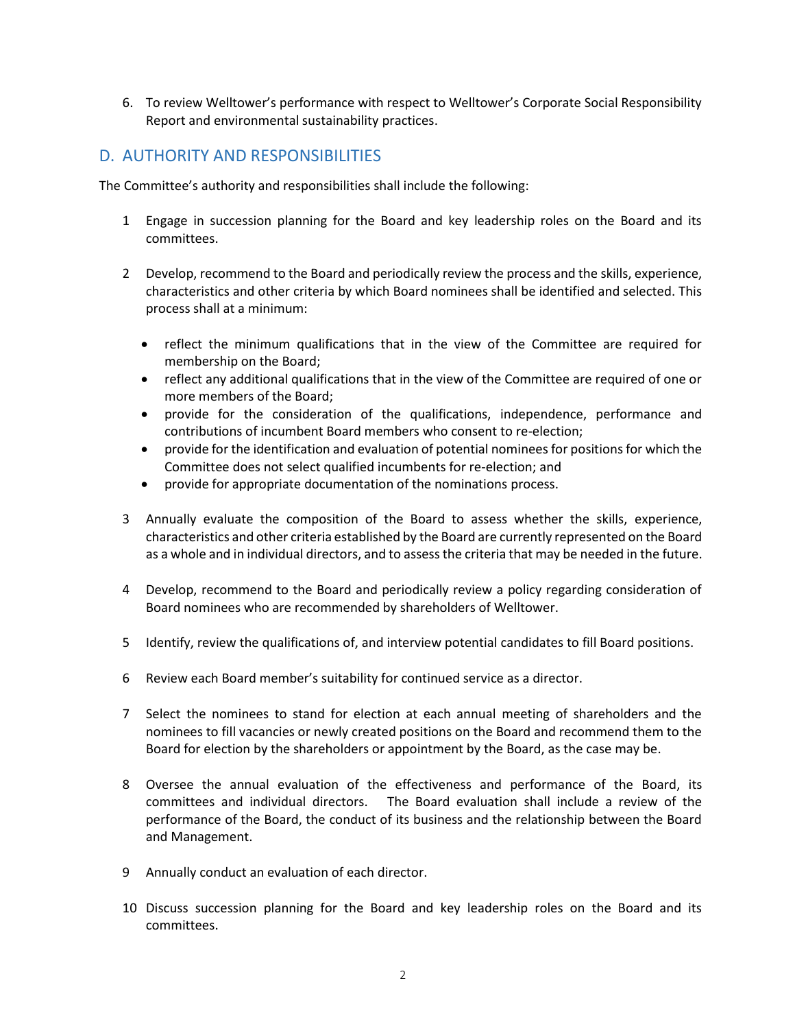6. To review Welltower's performance with respect to Welltower's Corporate Social Responsibility Report and environmental sustainability practices.

## D. AUTHORITY AND RESPONSIBILITIES

The Committee's authority and responsibilities shall include the following:

1. Engage in succession planning for the Board and key leadership roles on the Board and its committees.

2. Develop, recommend to the Board and periodically review the process and the skills, experience, characteristics and other criteria by which Board nominees shall be identified and selected. This process shall at a minimum:

    - reflect the minimum qualifications that in the view of the Committee are required for membership on the Board;
    - reflect any additional qualifications that in the view of the Committee are required of one or more members of the Board;
    - provide for the consideration of the qualifications, independence, performance and contributions of incumbent Board members who consent to re-election;
    - provide for the identification and evaluation of potential nominees for positions for which the Committee does not select qualified incumbents for re-election; and
    - provide for appropriate documentation of the nominations process.

3. Annually evaluate the composition of the Board to assess whether the skills, experience, characteristics and other criteria established by the Board are currently represented on the Board as a whole and in individual directors, and to assess the criteria that may be needed in the future.

4. Develop, recommend to the Board and periodically review a policy regarding consideration of Board nominees who are recommended by shareholders of Welltower.

5. Identify, review the qualifications of, and interview potential candidates to fill Board positions.

6. Review each Board member's suitability for continued service as a director.

7. Select the nominees to stand for election at each annual meeting of shareholders and the nominees to fill vacancies or newly created positions on the Board and recommend them to the Board for election by the shareholders or appointment by the Board, as the case may be.

8. Oversee the annual evaluation of the effectiveness and performance of the Board, its committees and individual directors. The Board evaluation shall include a review of the performance of the Board, the conduct of its business and the relationship between the Board and Management.

9. Annually conduct an evaluation of each director.

10. Discuss succession planning for the Board and key leadership roles on the Board and its committees.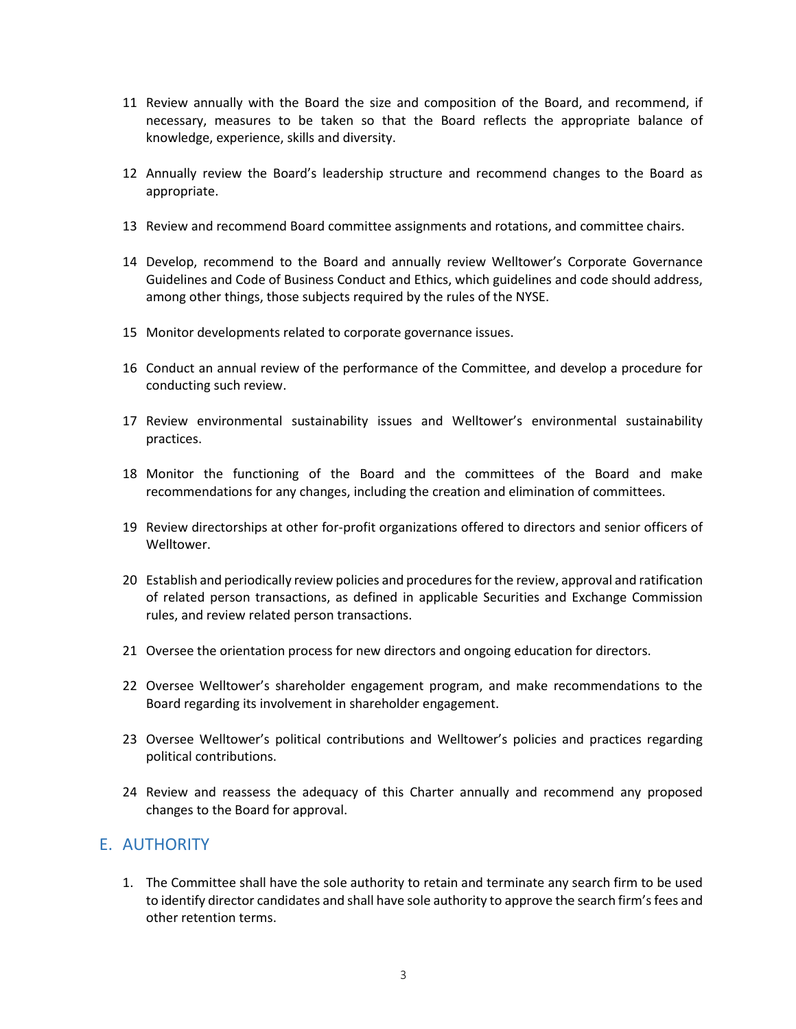11 Review annually with the Board the size and composition of the Board, and recommend, if necessary, measures to be taken so that the Board reflects the appropriate balance of knowledge, experience, skills and diversity.

12 Annually review the Board's leadership structure and recommend changes to the Board as appropriate.

13 Review and recommend Board committee assignments and rotations, and committee chairs.

14 Develop, recommend to the Board and annually review Welltower's Corporate Governance Guidelines and Code of Business Conduct and Ethics, which guidelines and code should address, among other things, those subjects required by the rules of the NYSE.

15 Monitor developments related to corporate governance issues.

16 Conduct an annual review of the performance of the Committee, and develop a procedure for conducting such review.

17 Review environmental sustainability issues and Welltower's environmental sustainability practices.

18 Monitor the functioning of the Board and the committees of the Board and make recommendations for any changes, including the creation and elimination of committees.

19 Review directorships at other for-profit organizations offered to directors and senior officers of Welltower.

20 Establish and periodically review policies and procedures for the review, approval and ratification of related person transactions, as defined in applicable Securities and Exchange Commission rules, and review related person transactions.

21 Oversee the orientation process for new directors and ongoing education for directors.

22 Oversee Welltower's shareholder engagement program, and make recommendations to the Board regarding its involvement in shareholder engagement.

23 Oversee Welltower's political contributions and Welltower's policies and practices regarding political contributions.

24 Review and reassess the adequacy of this Charter annually and recommend any proposed changes to the Board for approval.

## E. AUTHORITY

1. The Committee shall have the sole authority to retain and terminate any search firm to be used to identify director candidates and shall have sole authority to approve the search firm's fees and other retention terms.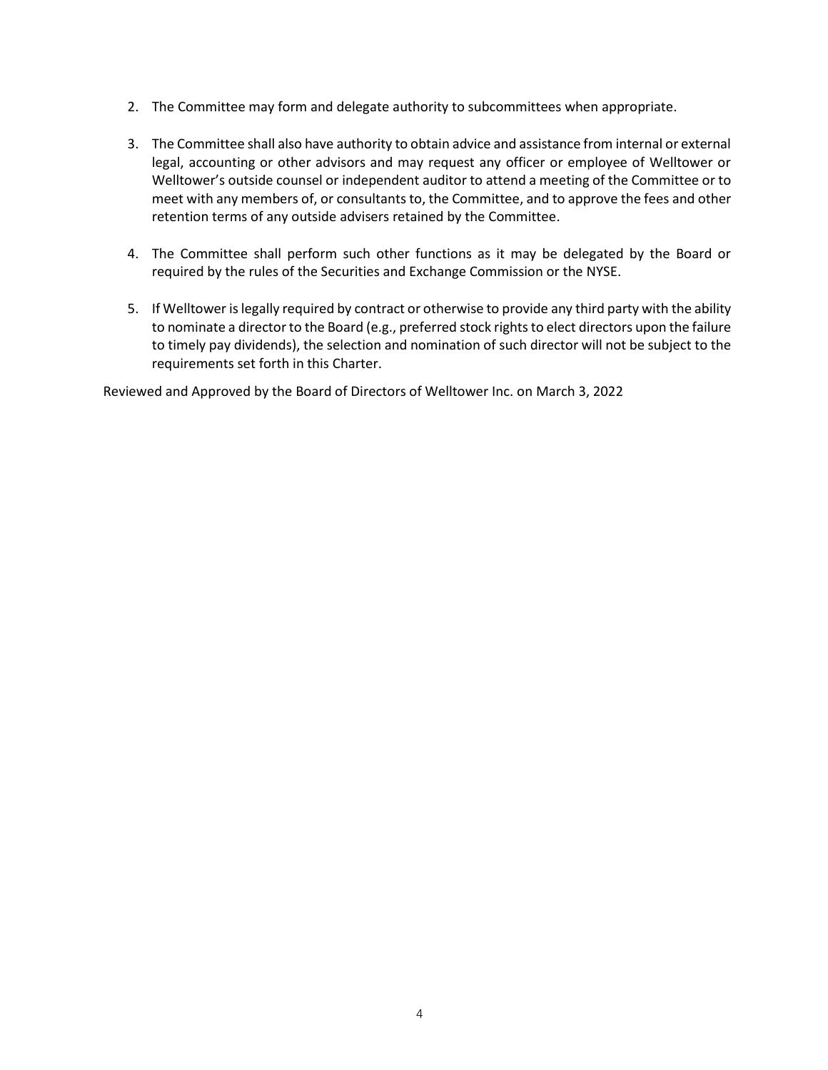2. The Committee may form and delegate authority to subcommittees when appropriate.

3. The Committee shall also have authority to obtain advice and assistance from internal or external legal, accounting or other advisors and may request any officer or employee of Welltower or Welltower's outside counsel or independent auditor to attend a meeting of the Committee or to meet with any members of, or consultants to, the Committee, and to approve the fees and other retention terms of any outside advisers retained by the Committee.

4. The Committee shall perform such other functions as it may be delegated by the Board or required by the rules of the Securities and Exchange Commission or the NYSE.

5. If Welltower is legally required by contract or otherwise to provide any third party with the ability to nominate a director to the Board (e.g., preferred stock rights to elect directors upon the failure to timely pay dividends), the selection and nomination of such director will not be subject to the requirements set forth in this Charter.

Reviewed and Approved by the Board of Directors of Welltower Inc. on March 3, 2022